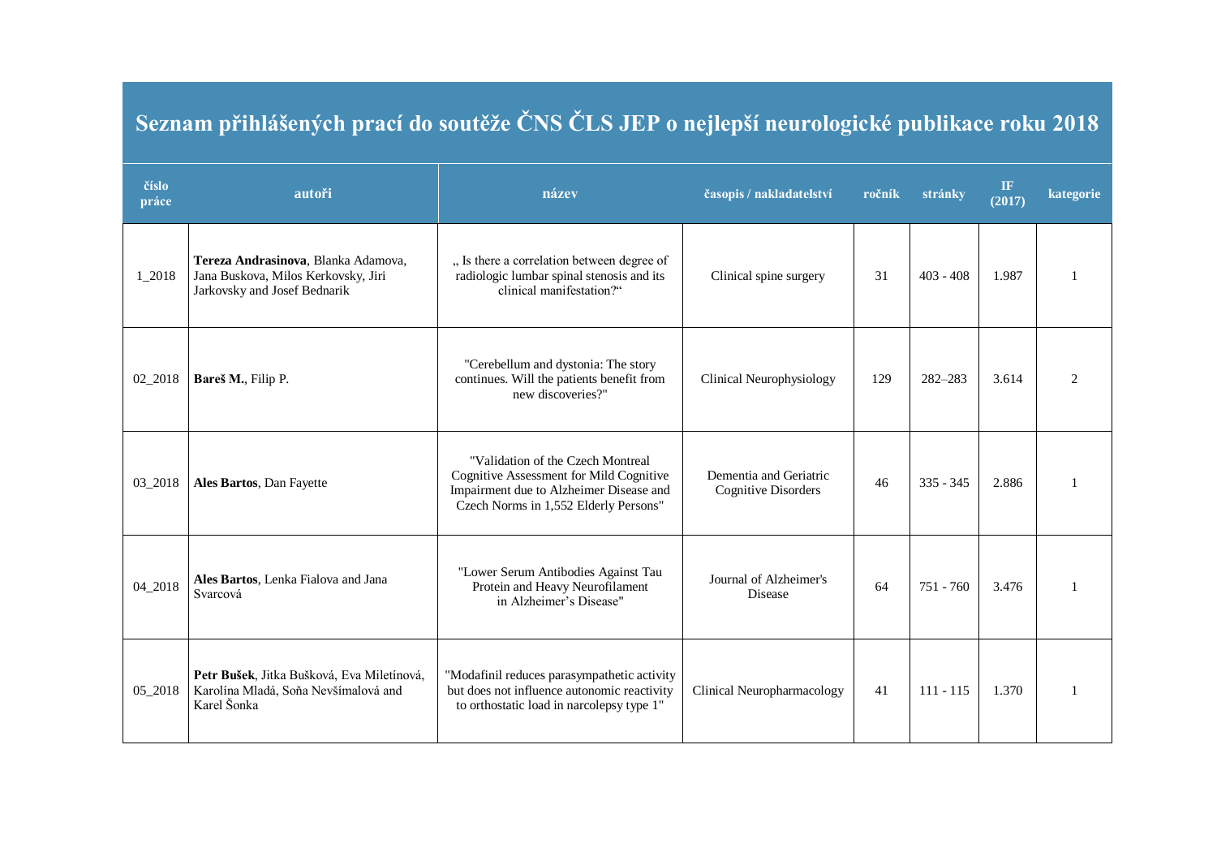# Seznam přihlášených prací do soutěže ČNS ČLS JEP o nejlepší neurologické publikace roku 2018

| číslo práce | autoři | název | časopis / nakladatelství | ročník | stránky | IF (2017) | kategorie |
|---|---|---|---|---|---|---|---|
| 1_2018 | **Tereza Andrasinova**, Blanka Adamova, Jana Buskova, Milos Kerkovsky, Jiri Jarkovsky and Josef Bednarik | „ Is there a correlation between degree of radiologic lumbar spinal stenosis and its clinical manifestation?“ | Clinical spine surgery | 31 | 403 - 408 | 1.987 | 1 |
| 02_2018 | **Bareš M.**, Filip P. | "Cerebellum and dystonia: The story continues. Will the patients benefit from new discoveries?" | Clinical Neurophysiology | 129 | 282–283 | 3.614 | 2 |
| 03_2018 | **Ales Bartos**, Dan Fayette | "Validation of the Czech Montreal Cognitive Assessment for Mild Cognitive Impairment due to Alzheimer Disease and Czech Norms in 1,552 Elderly Persons" | Dementia and Geriatric Cognitive Disorders | 46 | 335 - 345 | 2.886 | 1 |
| 04_2018 | **Ales Bartos**, Lenka Fialova and Jana Svarcová | "Lower Serum Antibodies Against Tau Protein and Heavy Neurofilament in Alzheimer's Disease" | Journal of Alzheimer's Disease | 64 | 751 - 760 | 3.476 | 1 |
| 05_2018 | **Petr Bušek**, Jitka Bušková, Eva Miletínová, Karolína Mladá, Soňa Nevšímalová and Karel Šonka | "Modafinil reduces parasympathetic activity but does not influence autonomic reactivity to orthostatic load in narcolepsy type 1" | Clinical Neuropharmacology | 41 | 111 - 115 | 1.370 | 1 |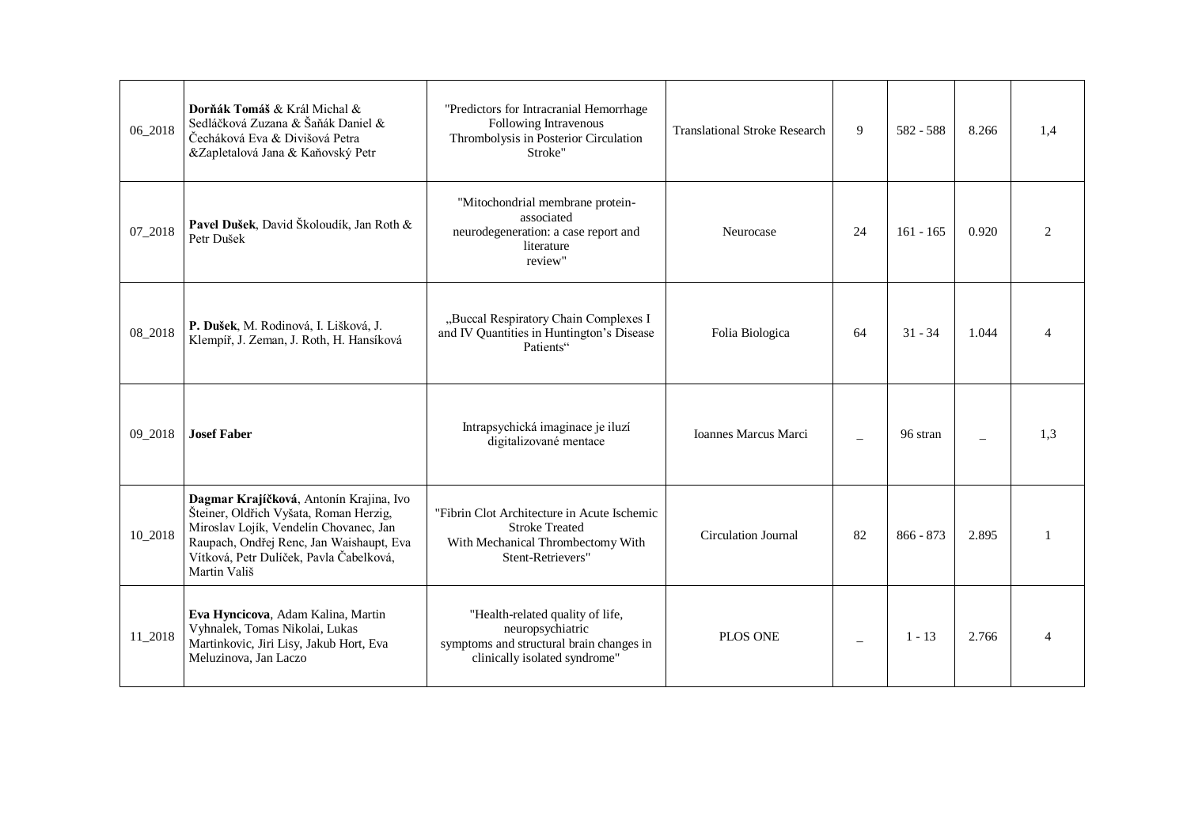| | | | | | | | |
|---|---|---|---|---|---|---|---|
| 06_2018 | **Dorňák Tomáš** & Král Michal & Sedláčková Zuzana & Šaňák Daniel & Čecháková Eva & Divišová Petra &Zapletalová Jana & Kaňovský Petr | "Predictors for Intracranial Hemorrhage Following Intravenous Thrombolysis in Posterior Circulation Stroke" | Translational Stroke Research | 9 | 582 - 588 | 8.266 | 1,4 |
| 07_2018 | **Pavel Dušek**, David Školoudík, Jan Roth & Petr Dušek | "Mitochondrial membrane protein-associated neurodegeneration: a case report and literature review" | Neurocase | 24 | 161 - 165 | 0.920 | 2 |
| 08_2018 | **P. Dušek**, M. Rodinová, I. Lišková, J. Klempíř, J. Zeman, J. Roth, H. Hansíková | „Buccal Respiratory Chain Complexes I and IV Quantities in Huntington's Disease Patients" | Folia Biologica | 64 | 31 - 34 | 1.044 | 4 |
| 09_2018 | **Josef Faber** | Intrapsychická imaginace je iluzí digitalizované mentace | Ioannes Marcus Marci | _ | 96 stran | _ | 1,3 |
| 10_2018 | **Dagmar Krajíčková**, Antonín Krajina, Ivo Šteiner, Oldřich Vyšata, Roman Herzig, Miroslav Lojík, Vendelín Chovanec, Jan Raupach, Ondřej Renc, Jan Waishaupt, Eva Vítková, Petr Dulíček, Pavla Čabelková, Martin Vališ | "Fibrin Clot Architecture in Acute Ischemic Stroke Treated With Mechanical Thrombectomy With Stent-Retrievers" | Circulation Journal | 82 | 866 - 873 | 2.895 | 1 |
| 11_2018 | **Eva Hyncicova**, Adam Kalina, Martin Vyhnalek, Tomas Nikolai, Lukas Martinkovic, Jiri Lisy, Jakub Hort, Eva Meluzinova, Jan Laczo | "Health-related quality of life, neuropsychiatric symptoms and structural brain changes in clinically isolated syndrome" | PLOS ONE | _ | 1 - 13 | 2.766 | 4 |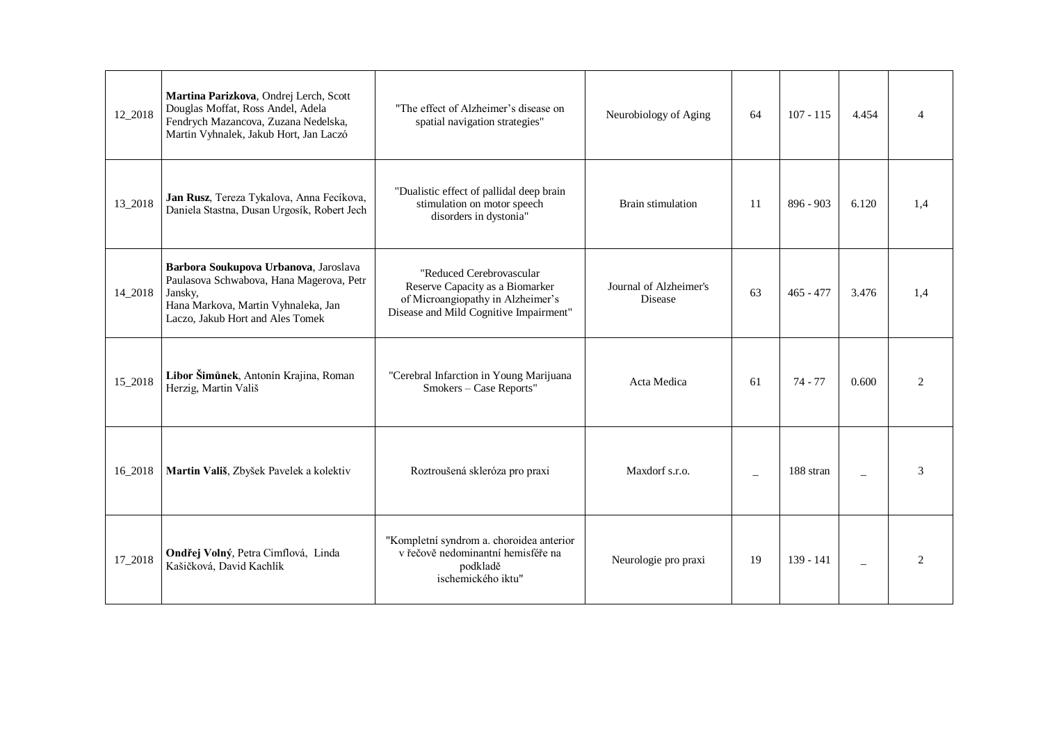| | | | | | | | |
|---|---|---|---|---|---|---|---|
| 12_2018 | **Martina Parizkova**, Ondrej Lerch, Scott Douglas Moffat, Ross Andel, Adela Fendrych Mazancova, Zuzana Nedelska, Martin Vyhnalek, Jakub Hort, Jan Laczó | "The effect of Alzheimer's disease on spatial navigation strategies" | Neurobiology of Aging | 64 | 107 - 115 | 4.454 | 4 |
| 13_2018 | **Jan Rusz**, Tereza Tykalova, Anna Fecíkova, Daniela Stastna, Dusan Urgosík, Robert Jech | "Dualistic effect of pallidal deep brain stimulation on motor speech disorders in dystonia" | Brain stimulation | 11 | 896 - 903 | 6.120 | 1,4 |
| 14_2018 | **Barbora Soukupova Urbanova**, Jaroslava Paulasova Schwabova, Hana Magerova, Petr Jansky, Hana Markova, Martin Vyhnaleka, Jan Laczo, Jakub Hort and Ales Tomek | "Reduced Cerebrovascular Reserve Capacity as a Biomarker of Microangiopathy in Alzheimer's Disease and Mild Cognitive Impairment" | Journal of Alzheimer's Disease | 63 | 465 - 477 | 3.476 | 1,4 |
| 15_2018 | **Libor Šimůnek**, Antonín Krajina, Roman Herzig, Martin Vališ | "Cerebral Infarction in Young Marijuana Smokers – Case Reports" | Acta Medica | 61 | 74 - 77 | 0.600 | 2 |
| 16_2018 | **Martin Vališ**, Zbyšek Pavelek a kolektiv | Roztroušená skleróza pro praxi | Maxdorf s.r.o. | _ | 188 stran | _ | 3 |
| 17_2018 | **Ondřej Volný**, Petra Cimflová, Linda Kašičková, David Kachlík | "Kompletní syndrom a. choroidea anterior v řečově nedominantní hemisféře na podkladě ischemického iktu" | Neurologie pro praxi | 19 | 139 - 141 | _ | 2 |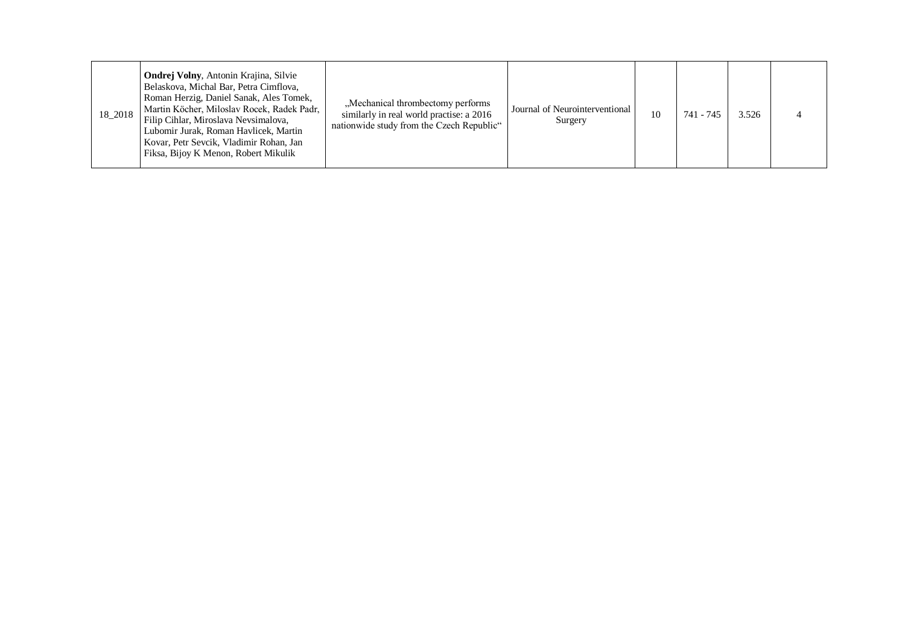| | | | | | | | |
|---|---|---|---|---|---|---|---|
| 18_2018 | **Ondrej Volny**, Antonin Krajina, Silvie Belaskova, Michal Bar, Petra Cimflova, Roman Herzig, Daniel Sanak, Ales Tomek, Martin Köcher, Miloslav Rocek, Radek Padr, Filip Cihlar, Miroslava Nevsimalova, Lubomir Jurak, Roman Havlicek, Martin Kovar, Petr Sevcik, Vladimir Rohan, Jan Fiksa, Bijoy K Menon, Robert Mikulik | „Mechanical thrombectomy performs similarly in real world practise: a 2016 nationwide study from the Czech Republic“ | Journal of Neurointerventional Surgery | 10 | 741 - 745 | 3.526 | 4 |